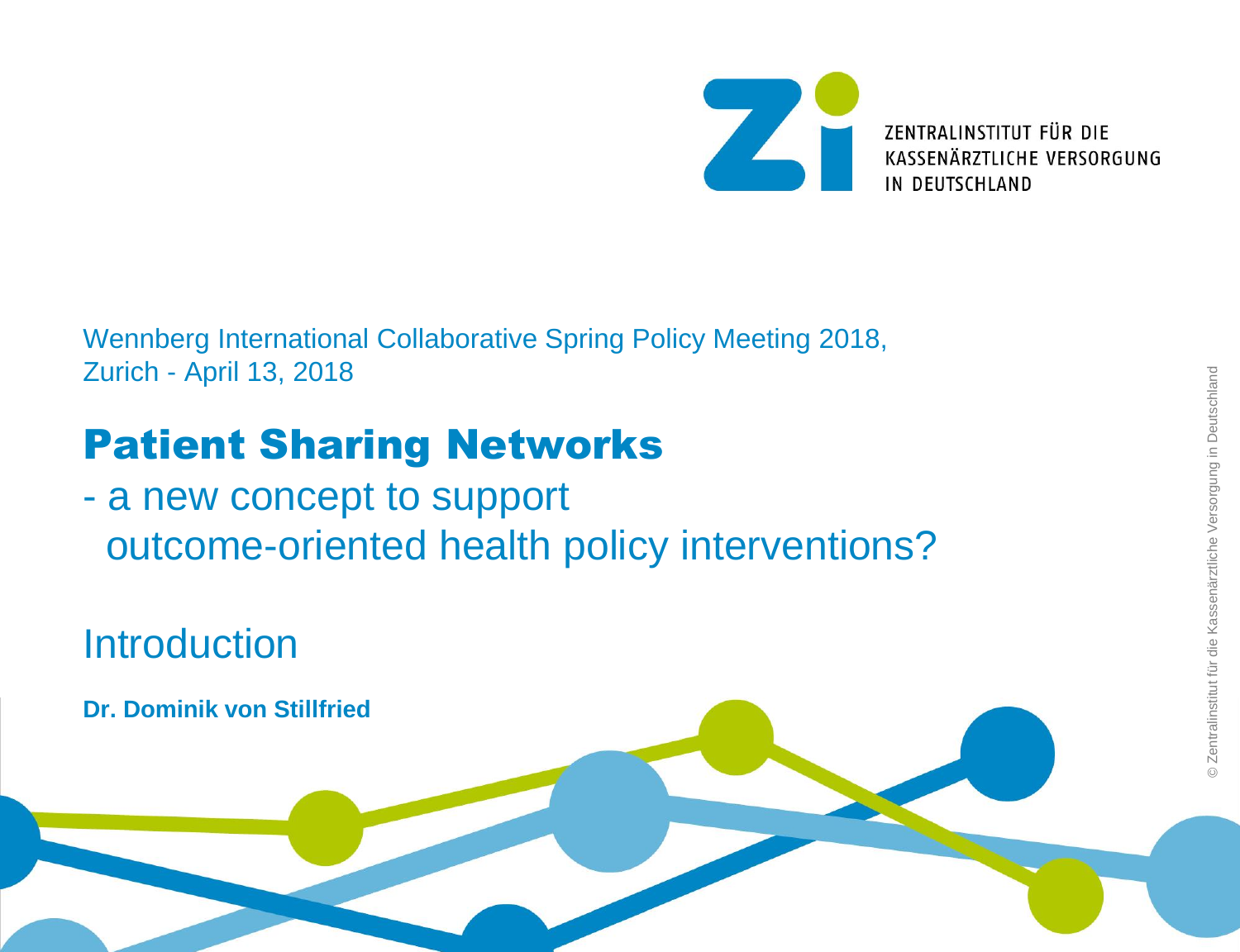ZENTRALINSTITUT FÜR DIE KASSENÄRZTLICHE VERSORGUNG IN DEUTSCHLAND

Wennberg International Collaborative Spring Policy Meeting 2018, Zurich - April 13, 2018

# Patient Sharing Networks

## - a new concept to support outcome-oriented health policy interventions?

## Introduction

**Dr. Dominik von Stillfried**

© Zentralinstitut für die Kassenärztliche Versorgung in Deutschland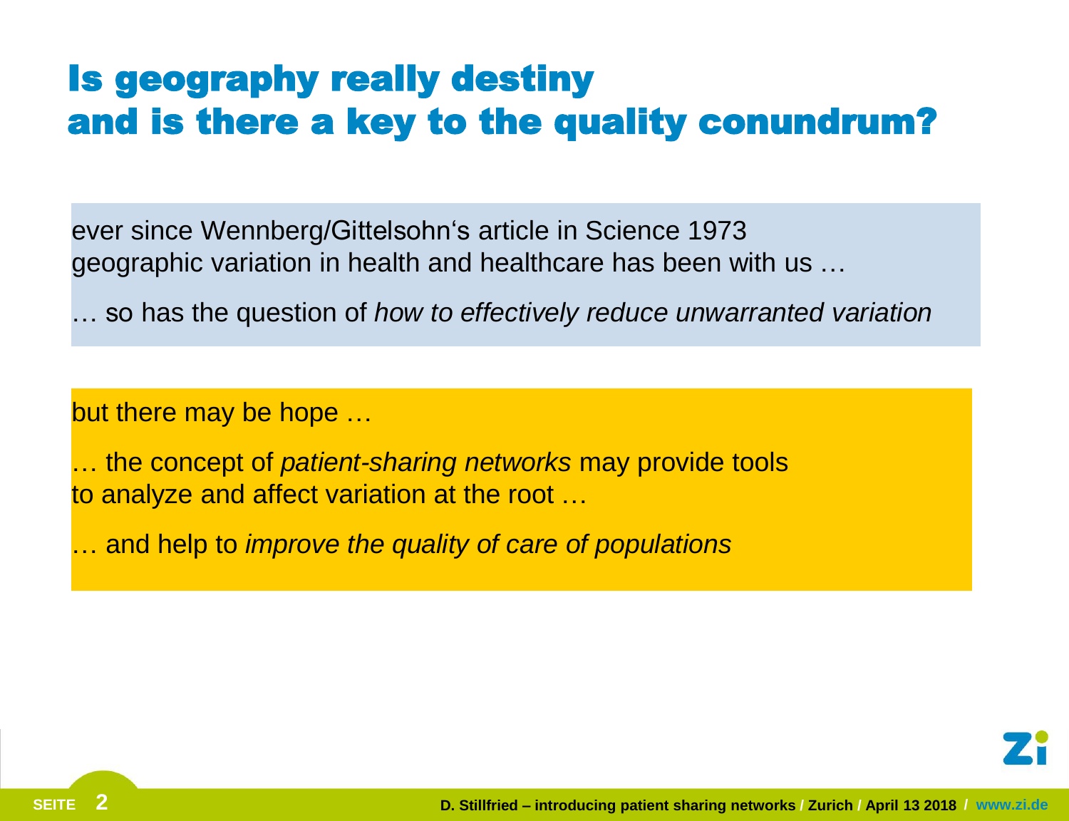# Is geography really destiny and is there a key to the quality conundrum?

ever since Wennberg/Gittelsohn‘s article in Science 1973 geographic variation in health and healthcare has been with us …

… so has the question of *how to effectively reduce unwarranted variation*

but there may be hope …

… the concept of *patient-sharing networks* may provide tools to analyze and affect variation at the root …

… and help to *improve the quality of care of populations*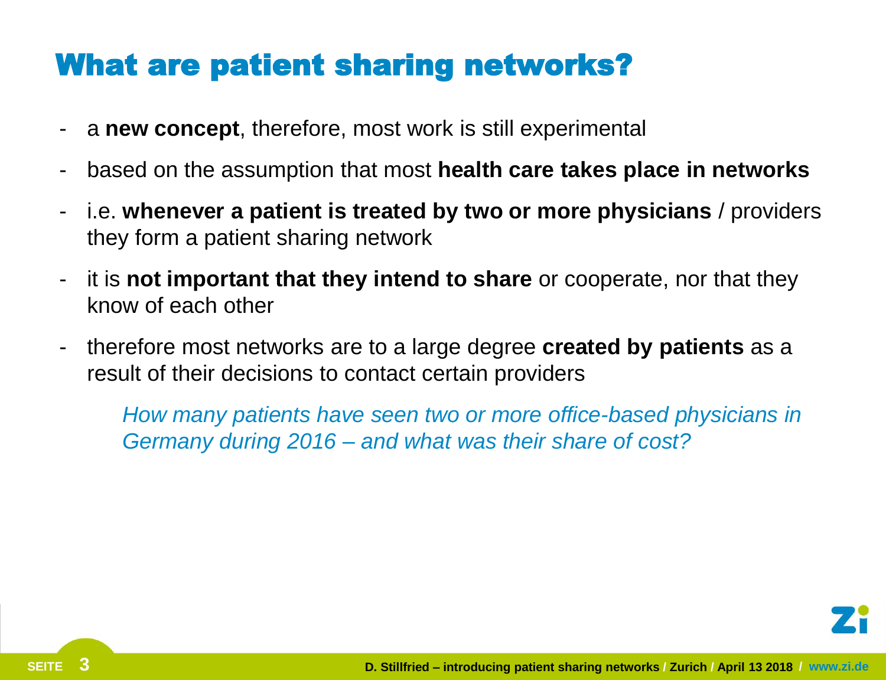# What are patient sharing networks?

- a **new concept**, therefore, most work is still experimental
- based on the assumption that most **health care takes place in networks**
- i.e. **whenever a patient is treated by two or more physicians** / providers they form a patient sharing network
- it is **not important that they intend to share** or cooperate, nor that they know of each other
- therefore most networks are to a large degree **created by patients** as a result of their decisions to contact certain providers

*How many patients have seen two or more office-based physicians in Germany during 2016 – and what was their share of cost?*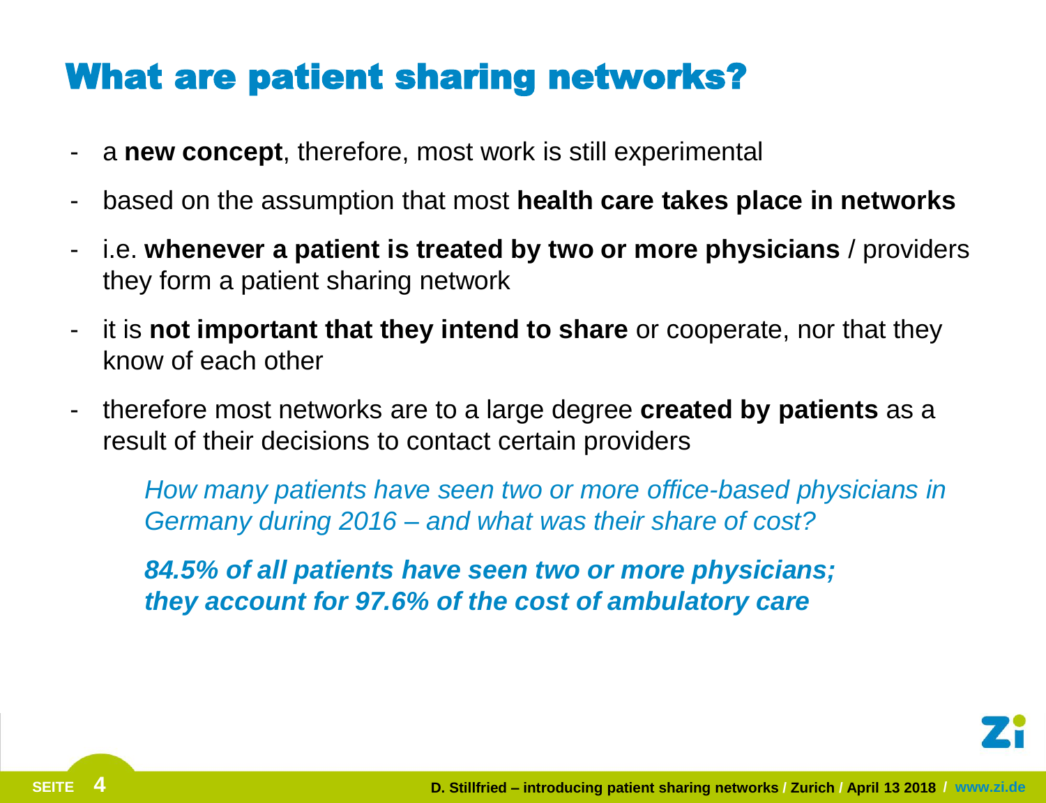# What are patient sharing networks?

- a **new concept**, therefore, most work is still experimental
- based on the assumption that most **health care takes place in networks**
- i.e. **whenever a patient is treated by two or more physicians** / providers they form a patient sharing network
- it is **not important that they intend to share** or cooperate, nor that they know of each other
- therefore most networks are to a large degree **created by patients** as a result of their decisions to contact certain providers

*How many patients have seen two or more office-based physicians in Germany during 2016 – and what was their share of cost?*

***84.5% of all patients have seen two or more physicians; they account for 97.6% of the cost of ambulatory care***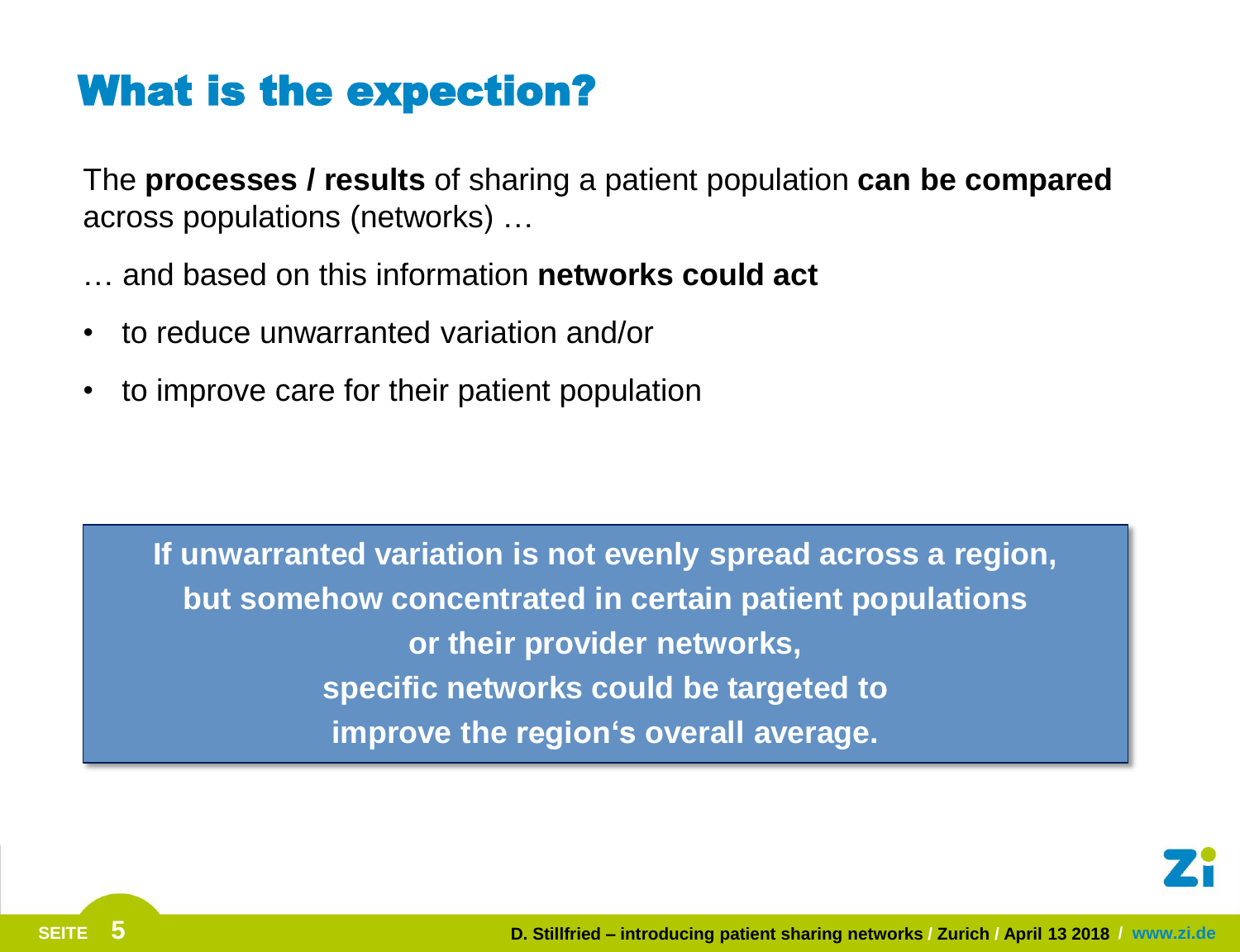# What is the expection?

The **processes / results** of sharing a patient population **can be compared** across populations (networks) …

… and based on this information **networks could act**

- to reduce unwarranted variation and/or
- to improve care for their patient population

**If unwarranted variation is not evenly spread across a region, but somehow concentrated in certain patient populations or their provider networks, specific networks could be targeted to improve the region‘s overall average.**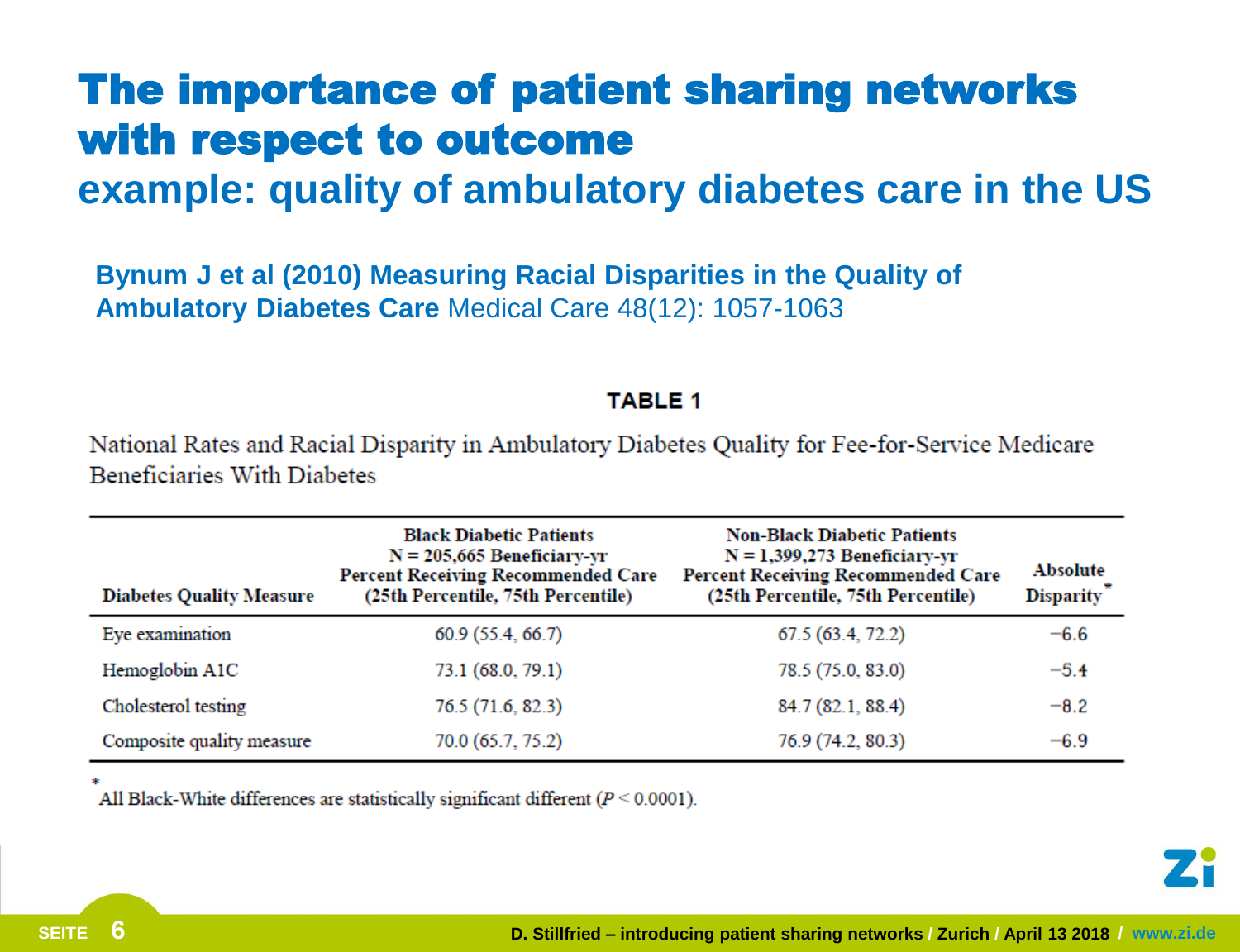# The importance of patient sharing networks with respect to outcome

## example: quality of ambulatory diabetes care in the US

**Bynum J et al (2010) Measuring Racial Disparities in the Quality of Ambulatory Diabetes Care** Medical Care 48(12): 1057-1063

**TABLE 1**

National Rates and Racial Disparity in Ambulatory Diabetes Quality for Fee-for-Service Medicare Beneficiaries With Diabetes

| Diabetes Quality Measure | Black Diabetic Patients N = 205,665 Beneficiary-yr Percent Receiving Recommended Care (25th Percentile, 75th Percentile) | Non-Black Diabetic Patients N = 1,399,273 Beneficiary-yr Percent Receiving Recommended Care (25th Percentile, 75th Percentile) | Absolute Disparity* |
|---|---|---|---|
| Eye examination | 60.9 (55.4, 66.7) | 67.5 (63.4, 72.2) | −6.6 |
| Hemoglobin A1C | 73.1 (68.0, 79.1) | 78.5 (75.0, 83.0) | −5.4 |
| Cholesterol testing | 76.5 (71.6, 82.3) | 84.7 (82.1, 88.4) | −8.2 |
| Composite quality measure | 70.0 (65.7, 75.2) | 76.9 (74.2, 80.3) | −6.9 |

*All Black-White differences are statistically significant different ($P < 0.0001$).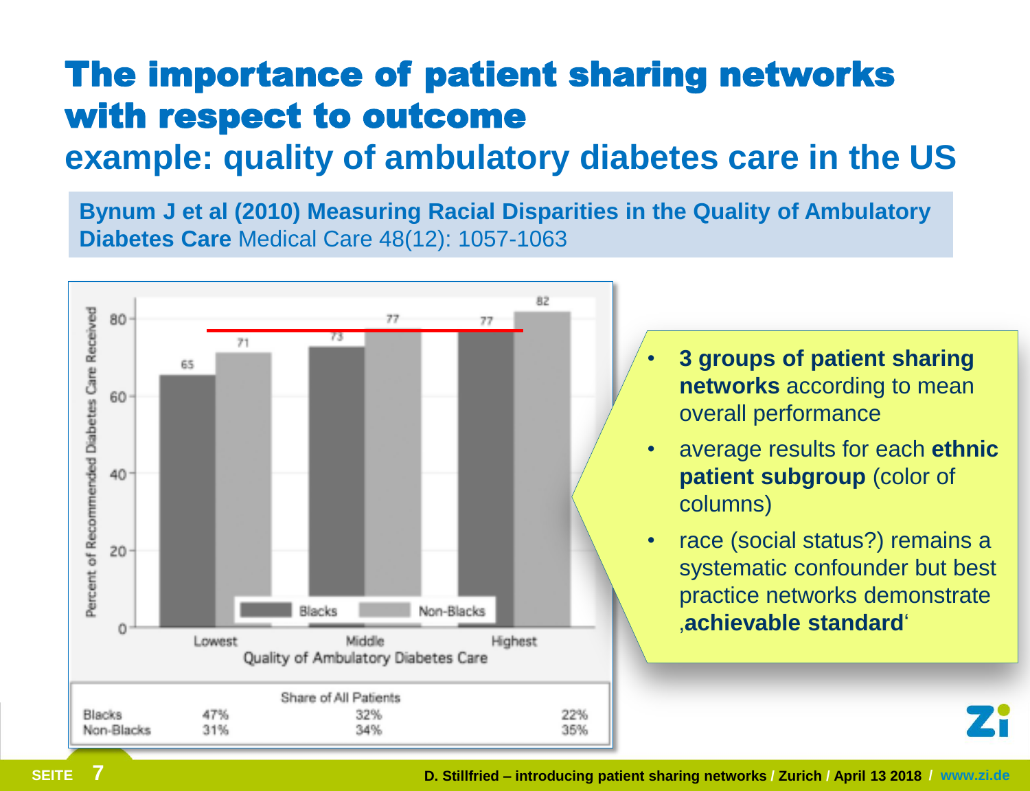# The importance of patient sharing networks with respect to outcome

## example: quality of ambulatory diabetes care in the US

**Bynum J et al (2010) Measuring Racial Disparities in the Quality of Ambulatory Diabetes Care** Medical Care 48(12): 1057-1063

Percent of Recommended Diabetes Care Received

| Quality of Ambulatory Diabetes Care | Blacks | Non-Blacks |
|---|---|---|
| Lowest | 65 | 71 |
| Middle | 73 | 77 |
| Highest | 77 | 82 |

Share of All Patients

| | Lowest | Middle | Highest |
|---|---|---|---|
| Blacks | 47% | 32% | 22% |
| Non-Blacks | 31% | 34% | 35% |

- **3 groups of patient sharing networks** according to mean overall performance
- average results for each **ethnic patient subgroup** (color of columns)
- race (social status?) remains a systematic confounder but best practice networks demonstrate ‚**achievable standard**'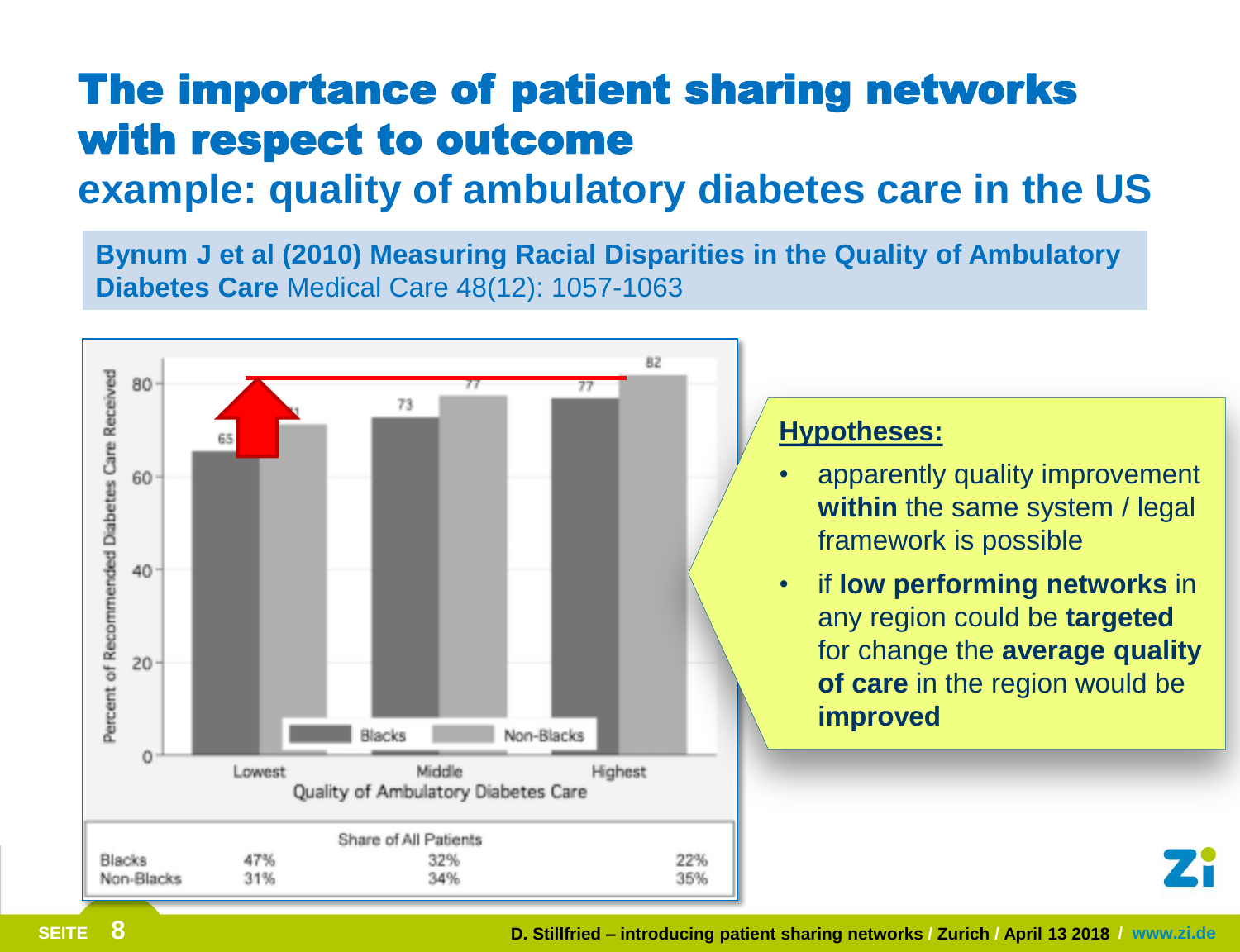# The importance of patient sharing networks with respect to outcome

## example: quality of ambulatory diabetes care in the US

**Bynum J et al (2010) Measuring Racial Disparities in the Quality of Ambulatory Diabetes Care** Medical Care 48(12): 1057-1063

Percent of Recommended Diabetes Care Received

| Quality of Ambulatory Diabetes Care | Blacks | Non-Blacks |
|---|---|---|
| Lowest | 65 | 71 |
| Middle | 73 | 77 |
| Highest | 77 | 82 |

Share of All Patients

| | Lowest | Middle | Highest |
|---|---|---|---|
| Blacks | 47% | 32% | 22% |
| Non-Blacks | 31% | 34% | 35% |

**Hypotheses:**

- apparently quality improvement **within** the same system / legal framework is possible
- if **low performing networks** in any region could be **targeted** for change the **average quality of care** in the region would be **improved**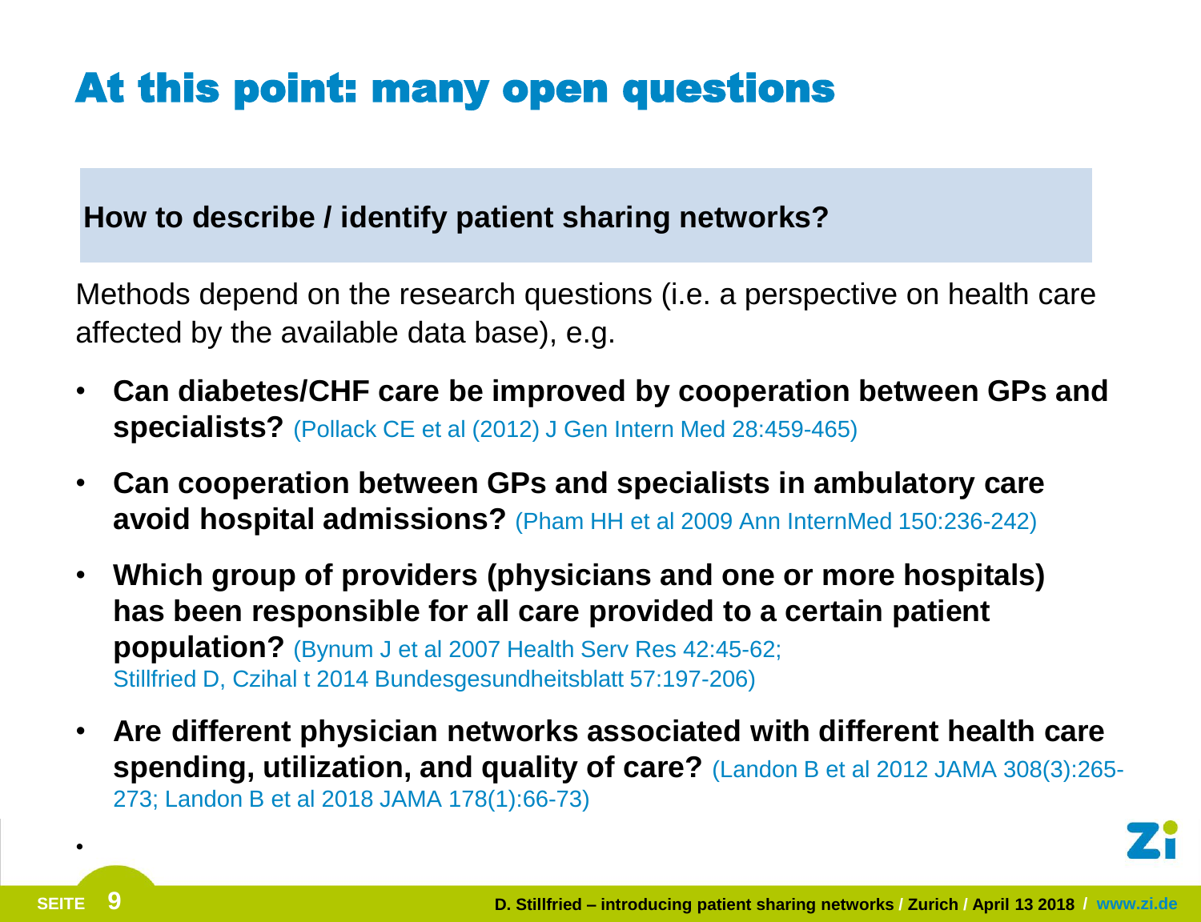# At this point: many open questions

**How to describe / identify patient sharing networks?**

Methods depend on the research questions (i.e. a perspective on health care affected by the available data base), e.g.

- **Can diabetes/CHF care be improved by cooperation between GPs and specialists?** (Pollack CE et al (2012) J Gen Intern Med 28:459-465)
- **Can cooperation between GPs and specialists in ambulatory care avoid hospital admissions?** (Pham HH et al 2009 Ann InternMed 150:236-242)
- **Which group of providers (physicians and one or more hospitals) has been responsible for all care provided to a certain patient population?** (Bynum J et al 2007 Health Serv Res 42:45-62; Stillfried D, Czihal t 2014 Bundesgesundheitsblatt 57:197-206)
- **Are different physician networks associated with different health care spending, utilization, and quality of care?** (Landon B et al 2012 JAMA 308(3):265-273; Landon B et al 2018 JAMA 178(1):66-73)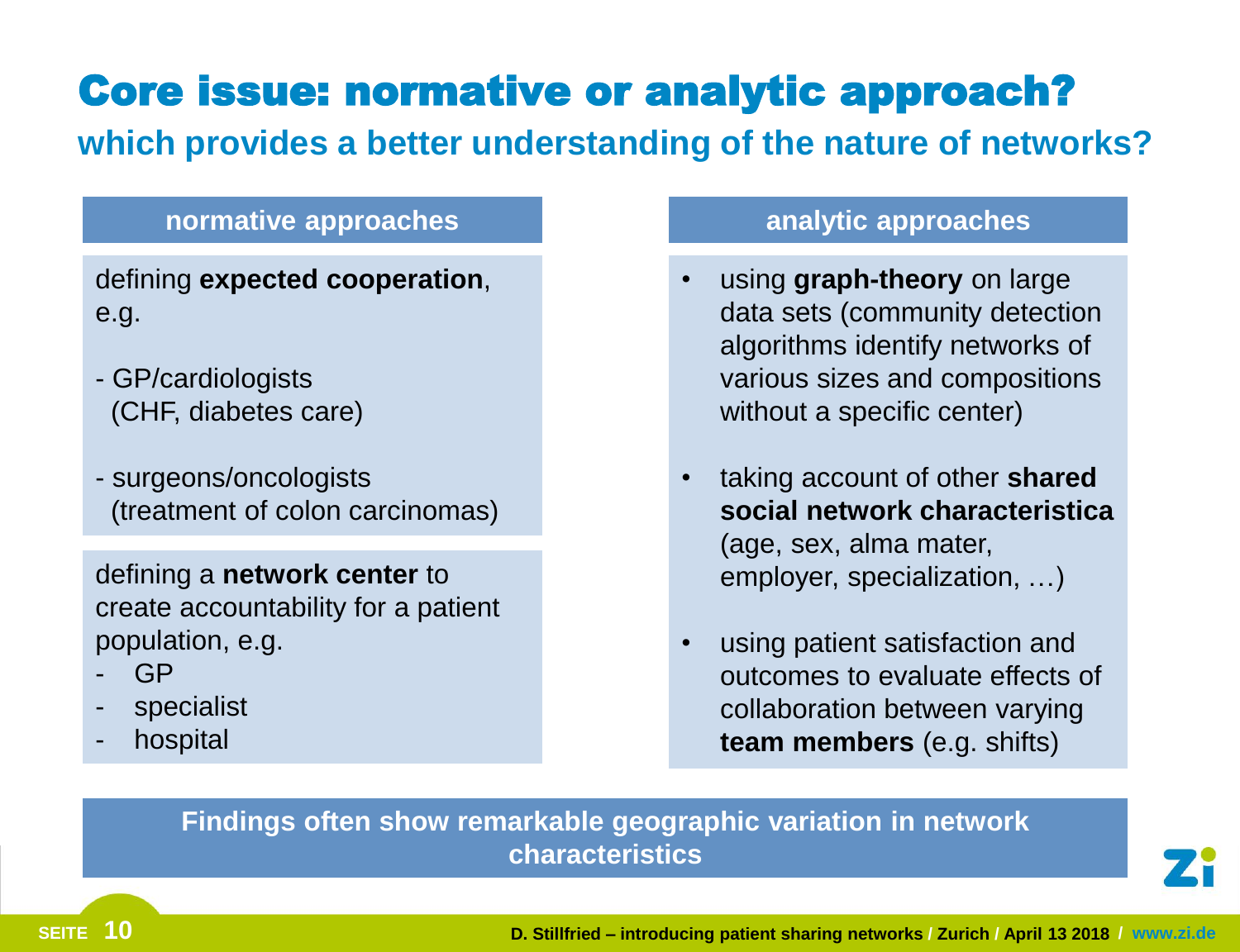# Core issue: normative or analytic approach?

## which provides a better understanding of the nature of networks?

### normative approaches

defining **expected cooperation**, e.g.

- GP/cardiologists (CHF, diabetes care)
- surgeons/oncologists (treatment of colon carcinomas)

defining a **network center** to create accountability for a patient population, e.g.

- GP
- specialist
- hospital

### analytic approaches

- using **graph-theory** on large data sets (community detection algorithms identify networks of various sizes and compositions without a specific center)
- taking account of other **shared social network characteristica** (age, sex, alma mater, employer, specialization, …)
- using patient satisfaction and outcomes to evaluate effects of collaboration between varying **team members** (e.g. shifts)

**Findings often show remarkable geographic variation in network characteristics**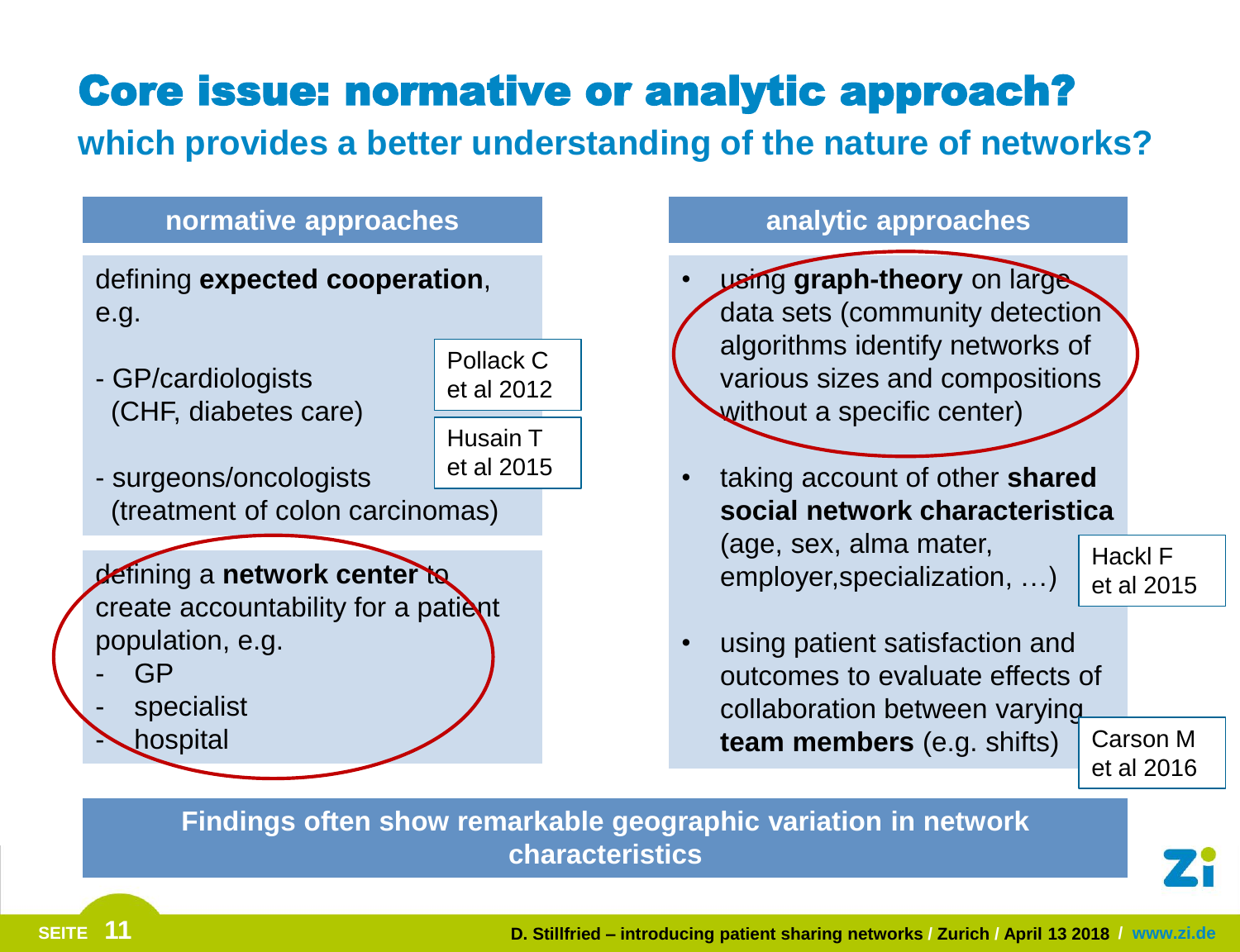# Core issue: normative or analytic approach?

## which provides a better understanding of the nature of networks?

| normative approaches | analytic approaches |
|---|---|
| defining **expected cooperation**, e.g. | • using **graph-theory** on large data sets (community detection algorithms identify networks of various sizes and compositions without a specific center) |

**normative approaches**

defining **expected cooperation**, e.g.

- GP/cardiologists (CHF, diabetes care) — Pollack C et al 2012
- surgeons/oncologists (treatment of colon carcinomas) — Husain T et al 2015

defining a **network center** to create accountability for a patient population, e.g.

- GP
- specialist
- hospital

**analytic approaches**

- using **graph-theory** on large data sets (community detection algorithms identify networks of various sizes and compositions without a specific center)
- taking account of other **shared social network characteristica** (age, sex, alma mater, employer,specialization, …) — Hackl F et al 2015
- using patient satisfaction and outcomes to evaluate effects of collaboration between varying **team members** (e.g. shifts) — Carson M et al 2016

**Findings often show remarkable geographic variation in network characteristics**

# Core issue: normative or analytic approach?

## which provides a better understanding of the nature of networks?

**normative approaches**

defining **expected cooperation**, e.g.

- GP/cardiologists (CHF, diabetes care) — Pollack C et al 2012
- surgeons/oncologists (treatment of colon carcinomas) — Husain T et al 2015

defining a **network center** to create accountability for a patient population, e.g.

- GP
- specialist
- hospital

**analytic approaches**

- using **graph-theory** on large data sets (community detection algorithms identify networks of various sizes and compositions without a specific center)
- taking account of other **shared social network characteristica** (age, sex, alma mater, employer,specialization, …) — Hackl F et al 2015
- using patient satisfaction and outcomes to evaluate effects of collaboration between varying **team members** (e.g. shifts) — Carson M et al 2016

**Findings often show remarkable geographic variation in network characteristics**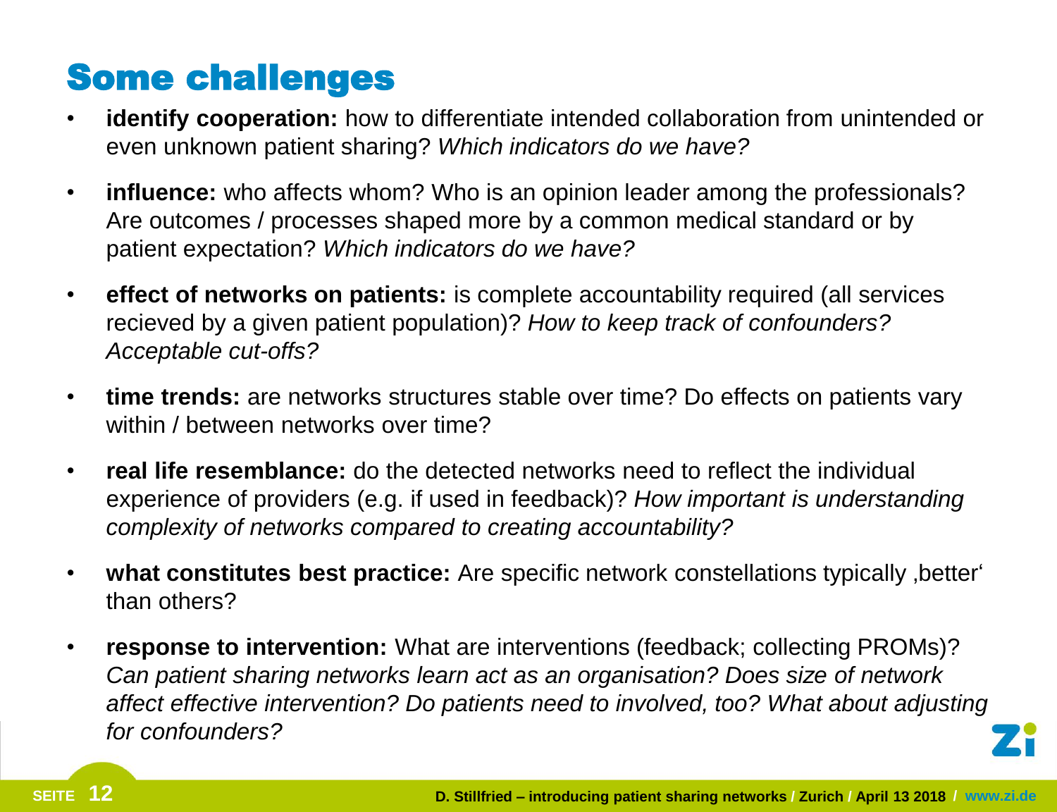# Some challenges

- **identify cooperation:** how to differentiate intended collaboration from unintended or even unknown patient sharing? *Which indicators do we have?*
- **influence:** who affects whom? Who is an opinion leader among the professionals? Are outcomes / processes shaped more by a common medical standard or by patient expectation? *Which indicators do we have?*
- **effect of networks on patients:** is complete accountability required (all services recieved by a given patient population)? *How to keep track of confounders? Acceptable cut-offs?*
- **time trends:** are networks structures stable over time? Do effects on patients vary within / between networks over time?
- **real life resemblance:** do the detected networks need to reflect the individual experience of providers (e.g. if used in feedback)? *How important is understanding complexity of networks compared to creating accountability?*
- **what constitutes best practice:** Are specific network constellations typically ‚better' than others?
- **response to intervention:** What are interventions (feedback; collecting PROMs)? *Can patient sharing networks learn act as an organisation? Does size of network affect effective intervention? Do patients need to involved, too? What about adjusting for confounders?*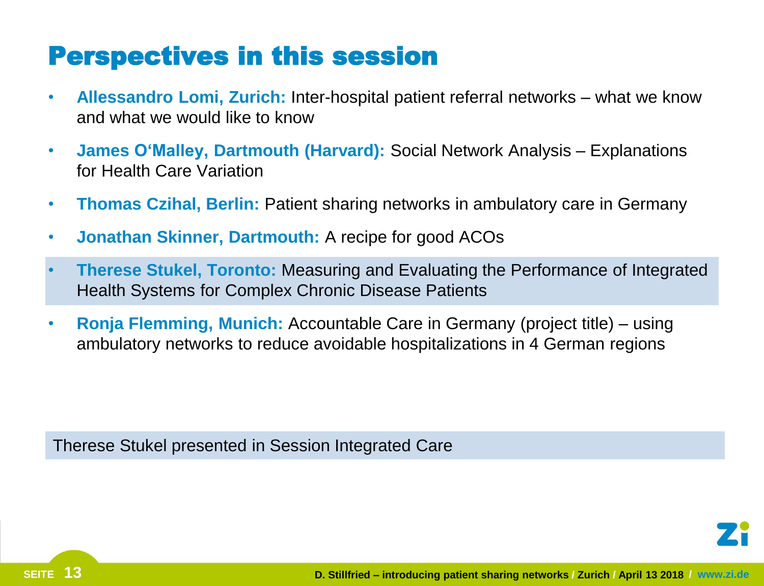# Perspectives in this session

- **Allessandro Lomi, Zurich:** Inter-hospital patient referral networks – what we know and what we would like to know
- **James O'Malley, Dartmouth (Harvard):** Social Network Analysis – Explanations for Health Care Variation
- **Thomas Czihal, Berlin:** Patient sharing networks in ambulatory care in Germany
- **Jonathan Skinner, Dartmouth:** A recipe for good ACOs
- **Therese Stukel, Toronto:** Measuring and Evaluating the Performance of Integrated Health Systems for Complex Chronic Disease Patients
- **Ronja Flemming, Munich:** Accountable Care in Germany (project title) – using ambulatory networks to reduce avoidable hospitalizations in 4 German regions

Therese Stukel presented in Session Integrated Care